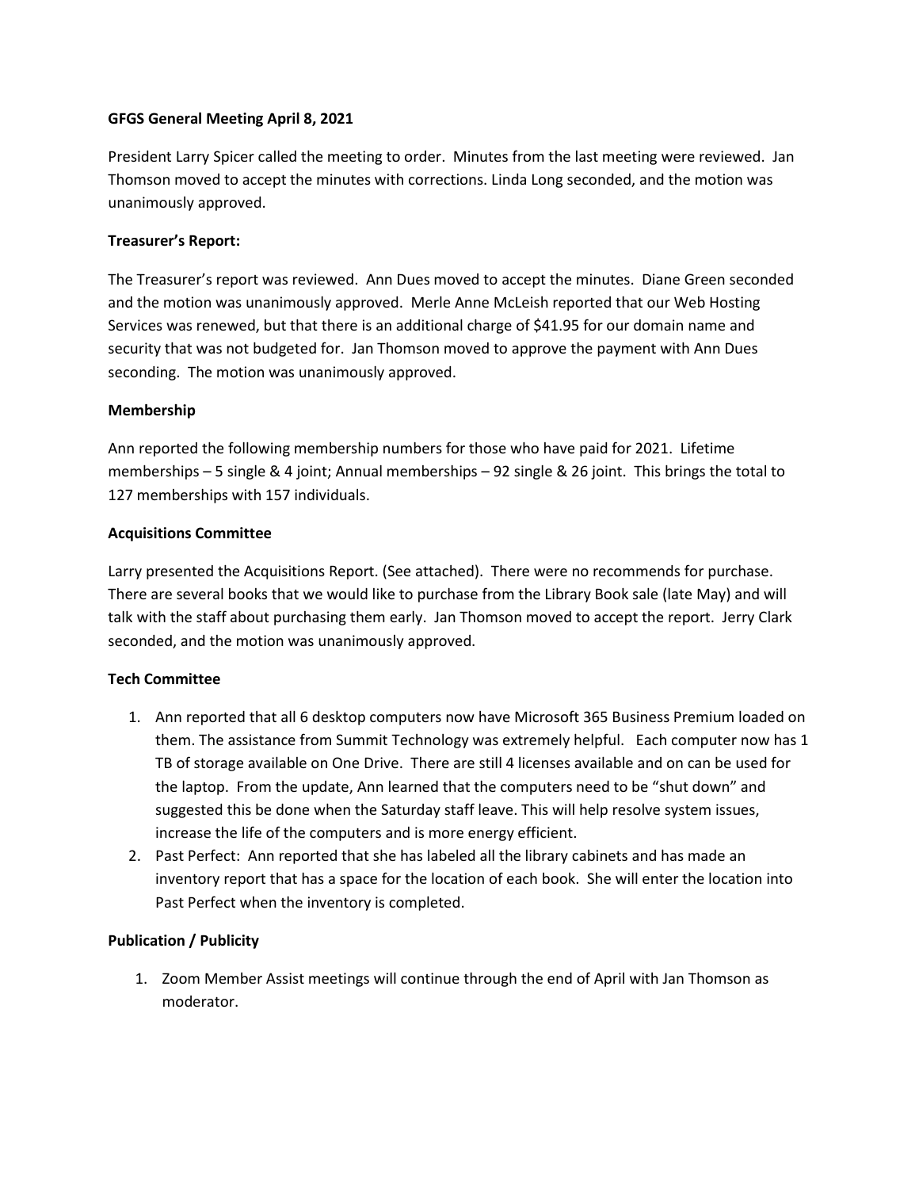**GFGS General Meeting April 8, 2021**

President Larry Spicer called the meeting to order. Minutes from the last meeting were reviewed. Jan Thomson moved to accept the minutes with corrections. Linda Long seconded, and the motion was unanimously approved.

**Treasurer's Report:**

The Treasurer's report was reviewed. Ann Dues moved to accept the minutes. Diane Green seconded and the motion was unanimously approved. Merle Anne McLeish reported that our Web Hosting Services was renewed, but that there is an additional charge of $41.95 for our domain name and security that was not budgeted for. Jan Thomson moved to approve the payment with Ann Dues seconding. The motion was unanimously approved.

**Membership**

Ann reported the following membership numbers for those who have paid for 2021. Lifetime memberships – 5 single & 4 joint; Annual memberships – 92 single & 26 joint. This brings the total to 127 memberships with 157 individuals.

**Acquisitions Committee**

Larry presented the Acquisitions Report. (See attached). There were no recommends for purchase. There are several books that we would like to purchase from the Library Book sale (late May) and will talk with the staff about purchasing them early. Jan Thomson moved to accept the report. Jerry Clark seconded, and the motion was unanimously approved.

**Tech Committee**

1. Ann reported that all 6 desktop computers now have Microsoft 365 Business Premium loaded on them. The assistance from Summit Technology was extremely helpful. Each computer now has 1 TB of storage available on One Drive. There are still 4 licenses available and on can be used for the laptop. From the update, Ann learned that the computers need to be "shut down" and suggested this be done when the Saturday staff leave. This will help resolve system issues, increase the life of the computers and is more energy efficient.
2. Past Perfect: Ann reported that she has labeled all the library cabinets and has made an inventory report that has a space for the location of each book. She will enter the location into Past Perfect when the inventory is completed.

**Publication / Publicity**

1. Zoom Member Assist meetings will continue through the end of April with Jan Thomson as moderator.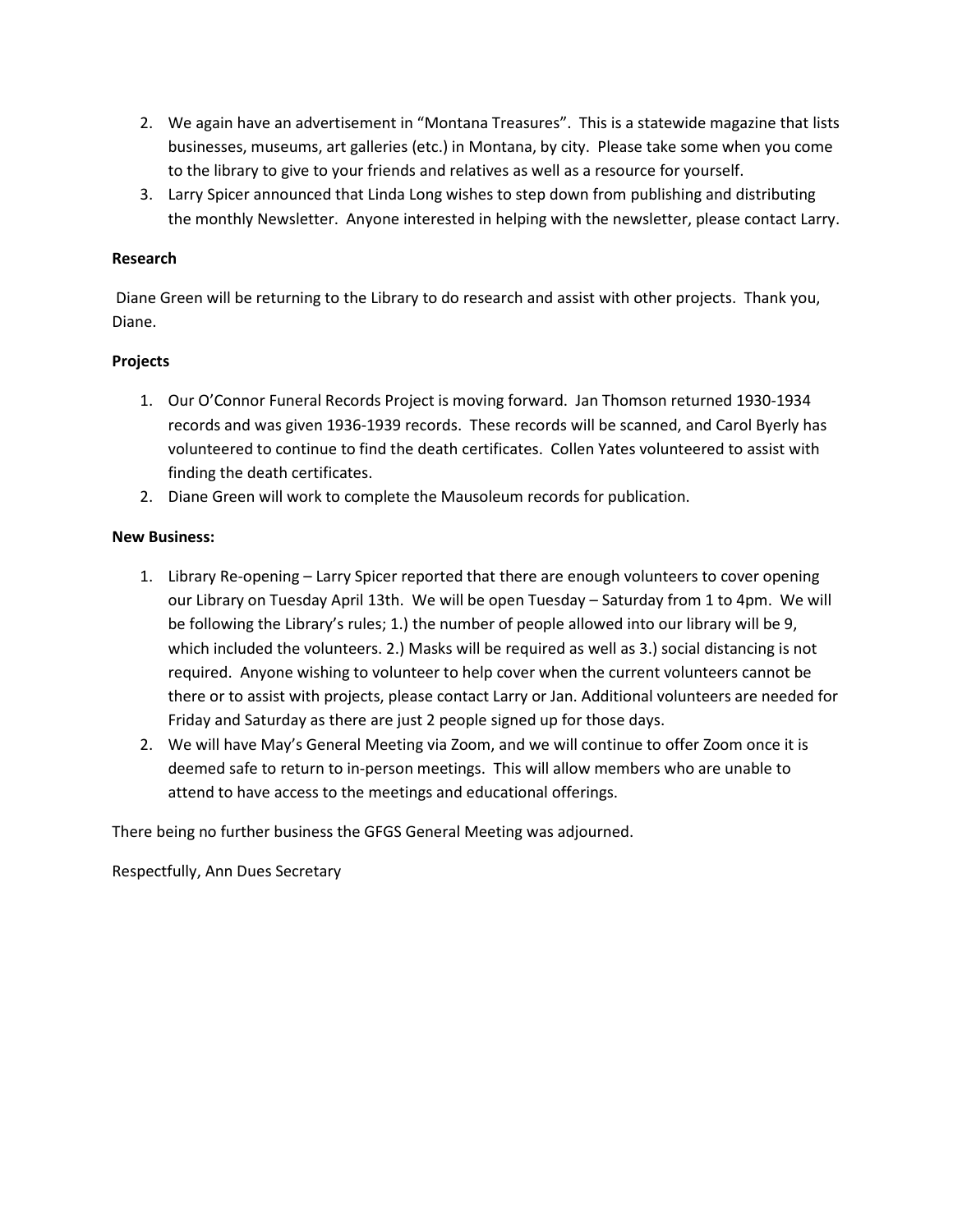2. We again have an advertisement in "Montana Treasures". This is a statewide magazine that lists businesses, museums, art galleries (etc.) in Montana, by city. Please take some when you come to the library to give to your friends and relatives as well as a resource for yourself.
3. Larry Spicer announced that Linda Long wishes to step down from publishing and distributing the monthly Newsletter. Anyone interested in helping with the newsletter, please contact Larry.

**Research**

Diane Green will be returning to the Library to do research and assist with other projects. Thank you, Diane.

**Projects**

1. Our O'Connor Funeral Records Project is moving forward. Jan Thomson returned 1930-1934 records and was given 1936-1939 records. These records will be scanned, and Carol Byerly has volunteered to continue to find the death certificates. Collen Yates volunteered to assist with finding the death certificates.
2. Diane Green will work to complete the Mausoleum records for publication.

**New Business:**

1. Library Re-opening – Larry Spicer reported that there are enough volunteers to cover opening our Library on Tuesday April 13th. We will be open Tuesday – Saturday from 1 to 4pm. We will be following the Library's rules; 1.) the number of people allowed into our library will be 9, which included the volunteers. 2.) Masks will be required as well as 3.) social distancing is not required. Anyone wishing to volunteer to help cover when the current volunteers cannot be there or to assist with projects, please contact Larry or Jan. Additional volunteers are needed for Friday and Saturday as there are just 2 people signed up for those days.
2. We will have May's General Meeting via Zoom, and we will continue to offer Zoom once it is deemed safe to return to in-person meetings. This will allow members who are unable to attend to have access to the meetings and educational offerings.

There being no further business the GFGS General Meeting was adjourned.

Respectfully, Ann Dues Secretary